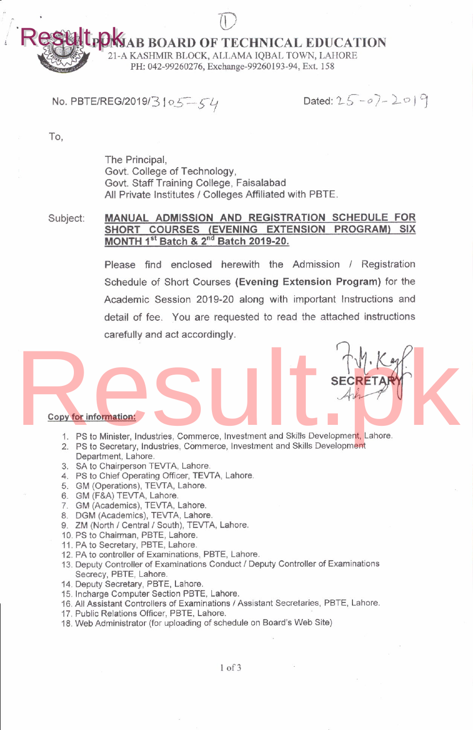# PUNJAB BOARD OF TECHNICAL EDUCATION

21-A KASHMIR BLOCK, ALLAMA IQBAL TOWN, LAHORE
PH: 042-99260276, Exchange-99260193-94, Ext. 158

No. PBTE/REG/2019/31055-54

Dated: 25-07-2019

To,

The Principal,
Govt. College of Technology,
Govt. Staff Training College, Faisalabad
All Private Institutes / Colleges Affiliated with PBTE.

Subject: **MANUAL ADMISSION AND REGISTRATION SCHEDULE FOR SHORT COURSES (EVENING EXTENSION PROGRAM) SIX MONTH 1st Batch & 2nd Batch 2019-20.**

Please find enclosed herewith the Admission / Registration Schedule of Short Courses **(Evening Extension Program)** for the Academic Session 2019-20 along with important Instructions and detail of fee. You are requested to read the attached instructions carefully and act accordingly.

SECRETARY

**Copy for information:**

1. PS to Minister, Industries, Commerce, Investment and Skills Development, Lahore.
2. PS to Secretary, Industries, Commerce, Investment and Skills Development Department, Lahore.
3. SA to Chairperson TEVTA, Lahore.
4. PS to Chief Operating Officer, TEVTA, Lahore.
5. GM (Operations), TEVTA, Lahore.
6. GM (F&A) TEVTA, Lahore.
7. GM (Academics), TEVTA, Lahore.
8. DGM (Academics), TEVTA, Lahore.
9. ZM (North / Central / South), TEVTA, Lahore.
10. PS to Chairman, PBTE, Lahore.
11. PA to Secretary, PBTE, Lahore.
12. PA to controller of Examinations, PBTE, Lahore.
13. Deputy Controller of Examinations Conduct / Deputy Controller of Examinations Secrecy, PBTE, Lahore.
14. Deputy Secretary, PBTE, Lahore.
15. Incharge Computer Section PBTE, Lahore.
16. All Assistant Controllers of Examinations / Assistant Secretaries, PBTE, Lahore.
17. Public Relations Officer, PBTE, Lahore.
18. Web Administrator (for uploading of schedule on Board's Web Site)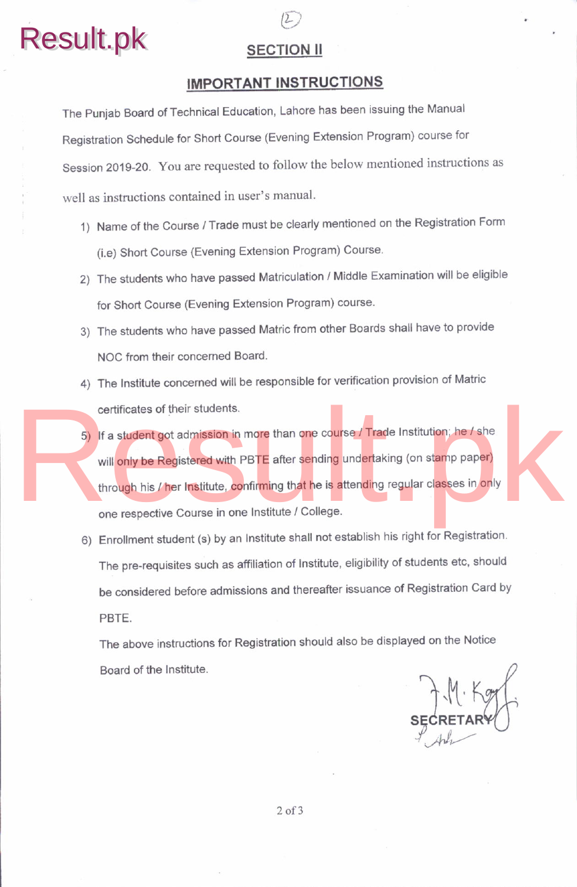## SECTION II

## IMPORTANT INSTRUCTIONS

The Punjab Board of Technical Education, Lahore has been issuing the Manual Registration Schedule for Short Course (Evening Extension Program) course for Session 2019-20. You are requested to follow the below mentioned instructions as well as instructions contained in user's manual.

1) Name of the Course / Trade must be clearly mentioned on the Registration Form (i.e) Short Course (Evening Extension Program) Course.
2) The students who have passed Matriculation / Middle Examination will be eligible for Short Course (Evening Extension Program) course.
3) The students who have passed Matric from other Boards shall have to provide NOC from their concerned Board.
4) The Institute concerned will be responsible for verification provision of Matric certificates of their students.
5) If a student got admission in more than one course / Trade Institution; he / she will only be Registered with PBTE after sending undertaking (on stamp paper) through his / her Institute, confirming that he is attending regular classes in only one respective Course in one Institute / College.
6) Enrollment student (s) by an Institute shall not establish his right for Registration. The pre-requisites such as affiliation of Institute, eligibility of students etc, should be considered before admissions and thereafter issuance of Registration Card by PBTE.

The above instructions for Registration should also be displayed on the Notice Board of the Institute.

SECRETARY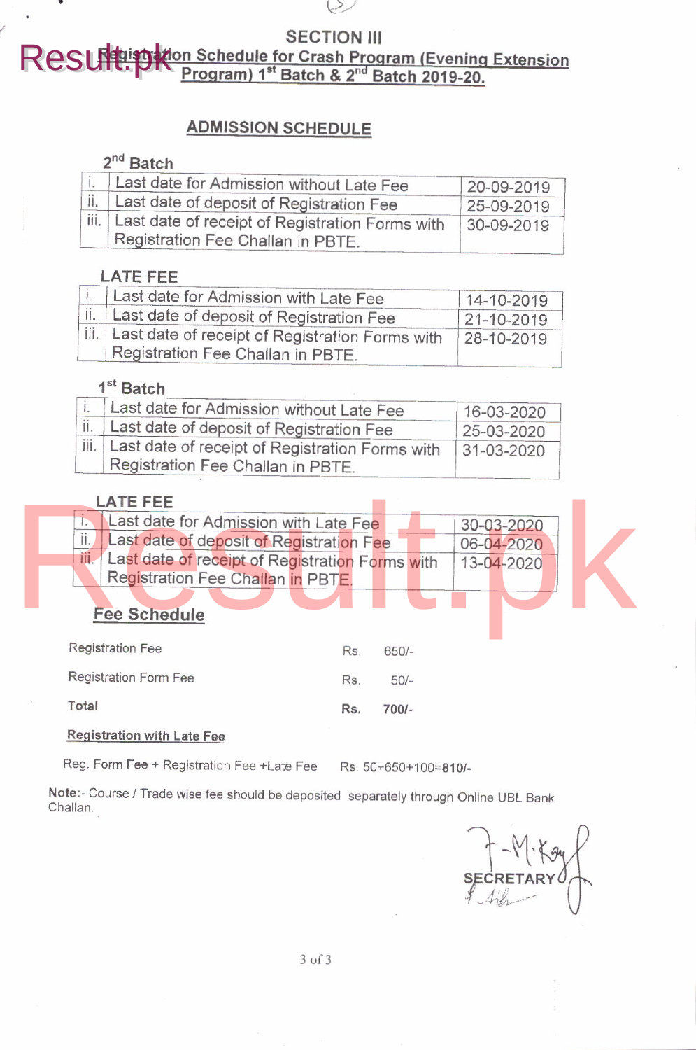## SECTION III

## Registration Schedule for Crash Program (Evening Extension Program) 1st Batch & 2nd Batch 2019-20.

### ADMISSION SCHEDULE

**2nd Batch**

| | | |
|---|---|---|
| i. | Last date for Admission without Late Fee | 20-09-2019 |
| ii. | Last date of deposit of Registration Fee | 25-09-2019 |
| iii. | Last date of receipt of Registration Forms with Registration Fee Challan in PBTE. | 30-09-2019 |

**LATE FEE**

| | | |
|---|---|---|
| i. | Last date for Admission with Late Fee | 14-10-2019 |
| ii. | Last date of deposit of Registration Fee | 21-10-2019 |
| iii. | Last date of receipt of Registration Forms with Registration Fee Challan in PBTE. | 28-10-2019 |

**1st Batch**

| | | |
|---|---|---|
| i. | Last date for Admission without Late Fee | 16-03-2020 |
| ii. | Last date of deposit of Registration Fee | 25-03-2020 |
| iii. | Last date of receipt of Registration Forms with Registration Fee Challan in PBTE. | 31-03-2020 |

**LATE FEE**

| | | |
|---|---|---|
| i. | Last date for Admission with Late Fee | 30-03-2020 |
| ii. | Last date of deposit of Registration Fee | 06-04-2020 |
| iii. | Last date of receipt of Registration Forms with Registration Fee Challan in PBTE. | 13-04-2020 |

### Fee Schedule

| | | |
|---|---|---|
| Registration Fee | Rs. | 650/- |
| Registration Form Fee | Rs. | 50/- |
| **Total** | **Rs.** | **700/-** |

**Registration with Late Fee**

Reg. Form Fee + Registration Fee +Late Fee Rs. 50+650+100=**810/-**

Note:- Course / Trade wise fee should be deposited separately through Online UBL Bank Challan.

SECRETARY